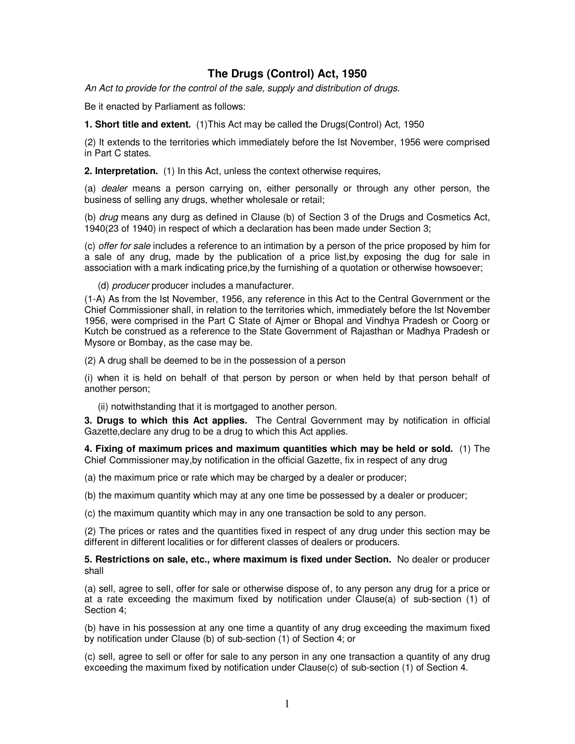# The Drugs (Control) Act, 1950

*An Act to provide for the control of the sale, supply and distribution of drugs.*

Be it enacted by Parliament as follows:

**1. Short title and extent.** (1)This Act may be called the Drugs(Control) Act, 1950

(2) It extends to the territories which immediately before the Ist November, 1956 were comprised in Part C states.

**2. Interpretation.** (1) In this Act, unless the context otherwise requires,

(a) *dealer* means a person carrying on, either personally or through any other person, the business of selling any drugs, whether wholesale or retail;

(b) *drug* means any durg as defined in Clause (b) of Section 3 of the Drugs and Cosmetics Act, 1940(23 of 1940) in respect of which a declaration has been made under Section 3;

(c) *offer for sale* includes a reference to an intimation by a person of the price proposed by him for a sale of any drug, made by the publication of a price list,by exposing the dug for sale in association with a mark indicating price,by the furnishing of a quotation or otherwise howsoever;

(d) *producer* producer includes a manufacturer.

(1-A) As from the Ist November, 1956, any reference in this Act to the Central Government or the Chief Commissioner shall, in relation to the territories which, immediately before the Ist November 1956, were comprised in the Part C State of Ajmer or Bhopal and Vindhya Pradesh or Coorg or Kutch be construed as a reference to the State Government of Rajasthan or Madhya Pradesh or Mysore or Bombay, as the case may be.

(2) A drug shall be deemed to be in the possession of a person

(i) when it is held on behalf of that person by person or when held by that person behalf of another person;

(ii) notwithstanding that it is mortgaged to another person.

**3. Drugs to which this Act applies.** The Central Government may by notification in official Gazette,declare any drug to be a drug to which this Act applies.

**4. Fixing of maximum prices and maximum quantities which may be held or sold.** (1) The Chief Commissioner may,by notification in the official Gazette, fix in respect of any drug

(a) the maximum price or rate which may be charged by a dealer or producer;

(b) the maximum quantity which may at any one time be possessed by a dealer or producer;

(c) the maximum quantity which may in any one transaction be sold to any person.

(2) The prices or rates and the quantities fixed in respect of any drug under this section may be different in different localities or for different classes of dealers or producers.

**5. Restrictions on sale, etc., where maximum is fixed under Section.** No dealer or producer shall

(a) sell, agree to sell, offer for sale or otherwise dispose of, to any person any drug for a price or at a rate exceeding the maximum fixed by notification under Clause(a) of sub-section (1) of Section 4;

(b) have in his possession at any one time a quantity of any drug exceeding the maximum fixed by notification under Clause (b) of sub-section (1) of Section 4; or

(c) sell, agree to sell or offer for sale to any person in any one transaction a quantity of any drug exceeding the maximum fixed by notification under Clause(c) of sub-section (1) of Section 4.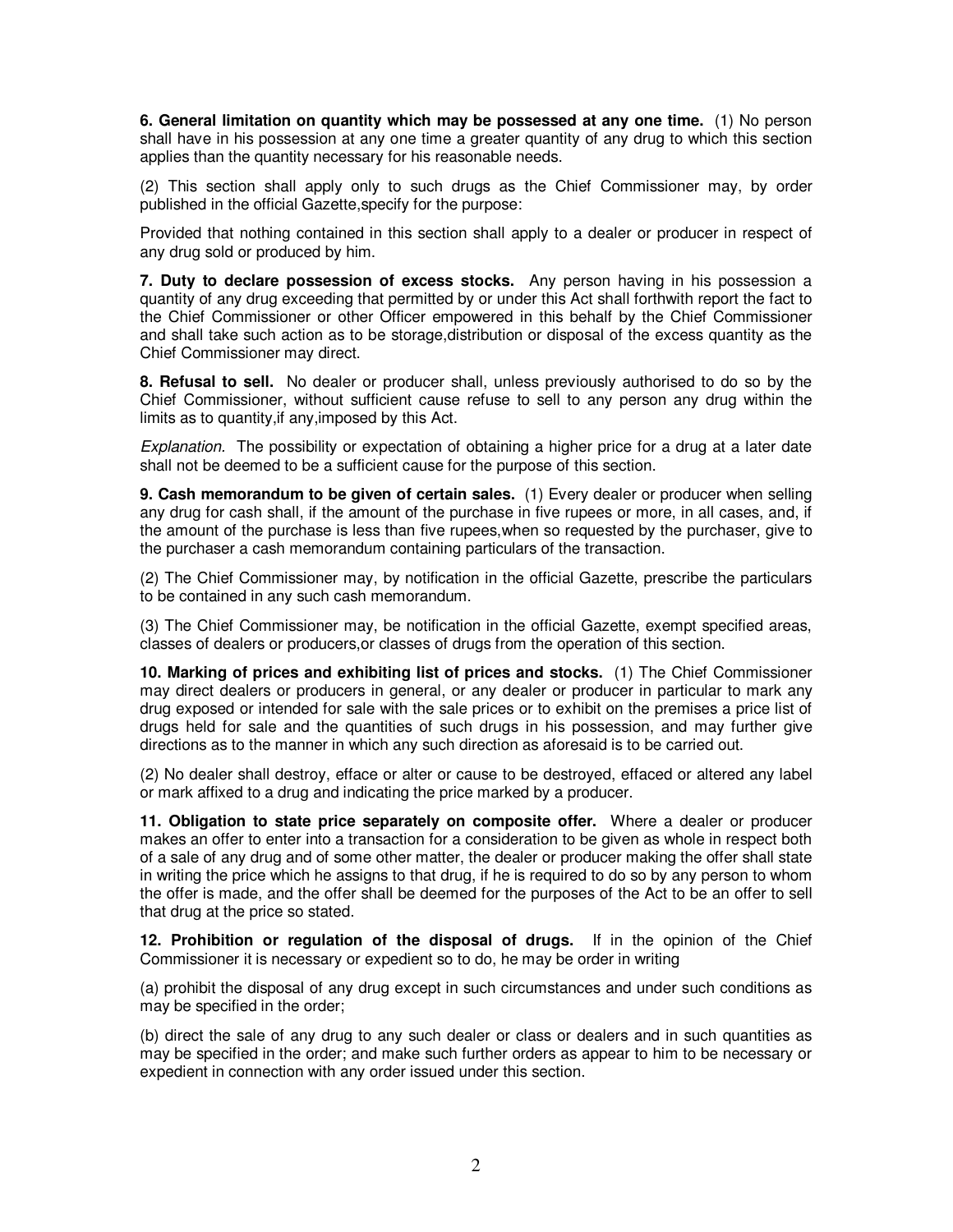**6. General limitation on quantity which may be possessed at any one time.** (1) No person shall have in his possession at any one time a greater quantity of any drug to which this section applies than the quantity necessary for his reasonable needs.

(2) This section shall apply only to such drugs as the Chief Commissioner may, by order published in the official Gazette,specify for the purpose:

Provided that nothing contained in this section shall apply to a dealer or producer in respect of any drug sold or produced by him.

**7. Duty to declare possession of excess stocks.** Any person having in his possession a quantity of any drug exceeding that permitted by or under this Act shall forthwith report the fact to the Chief Commissioner or other Officer empowered in this behalf by the Chief Commissioner and shall take such action as to be storage,distribution or disposal of the excess quantity as the Chief Commissioner may direct.

**8. Refusal to sell.** No dealer or producer shall, unless previously authorised to do so by the Chief Commissioner, without sufficient cause refuse to sell to any person any drug within the limits as to quantity,if any,imposed by this Act.

*Explanation.* The possibility or expectation of obtaining a higher price for a drug at a later date shall not be deemed to be a sufficient cause for the purpose of this section.

**9. Cash memorandum to be given of certain sales.** (1) Every dealer or producer when selling any drug for cash shall, if the amount of the purchase in five rupees or more, in all cases, and, if the amount of the purchase is less than five rupees,when so requested by the purchaser, give to the purchaser a cash memorandum containing particulars of the transaction.

(2) The Chief Commissioner may, by notification in the official Gazette, prescribe the particulars to be contained in any such cash memorandum.

(3) The Chief Commissioner may, be notification in the official Gazette, exempt specified areas, classes of dealers or producers,or classes of drugs from the operation of this section.

**10. Marking of prices and exhibiting list of prices and stocks.** (1) The Chief Commissioner may direct dealers or producers in general, or any dealer or producer in particular to mark any drug exposed or intended for sale with the sale prices or to exhibit on the premises a price list of drugs held for sale and the quantities of such drugs in his possession, and may further give directions as to the manner in which any such direction as aforesaid is to be carried out.

(2) No dealer shall destroy, efface or alter or cause to be destroyed, effaced or altered any label or mark affixed to a drug and indicating the price marked by a producer.

**11. Obligation to state price separately on composite offer.** Where a dealer or producer makes an offer to enter into a transaction for a consideration to be given as whole in respect both of a sale of any drug and of some other matter, the dealer or producer making the offer shall state in writing the price which he assigns to that drug, if he is required to do so by any person to whom the offer is made, and the offer shall be deemed for the purposes of the Act to be an offer to sell that drug at the price so stated.

**12. Prohibition or regulation of the disposal of drugs.** If in the opinion of the Chief Commissioner it is necessary or expedient so to do, he may be order in writing

(a) prohibit the disposal of any drug except in such circumstances and under such conditions as may be specified in the order;

(b) direct the sale of any drug to any such dealer or class or dealers and in such quantities as may be specified in the order; and make such further orders as appear to him to be necessary or expedient in connection with any order issued under this section.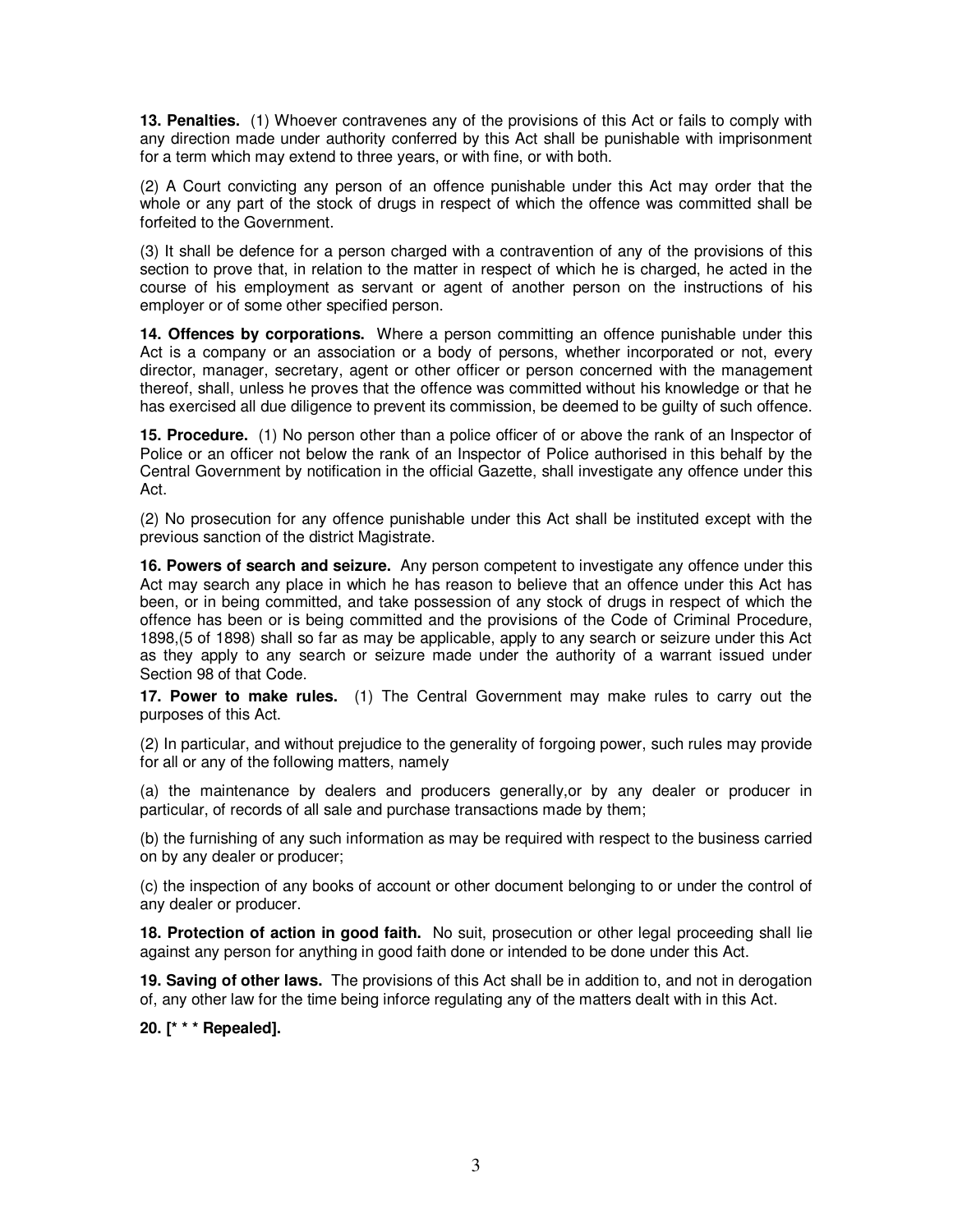**13. Penalties.** (1) Whoever contravenes any of the provisions of this Act or fails to comply with any direction made under authority conferred by this Act shall be punishable with imprisonment for a term which may extend to three years, or with fine, or with both.

(2) A Court convicting any person of an offence punishable under this Act may order that the whole or any part of the stock of drugs in respect of which the offence was committed shall be forfeited to the Government.

(3) It shall be defence for a person charged with a contravention of any of the provisions of this section to prove that, in relation to the matter in respect of which he is charged, he acted in the course of his employment as servant or agent of another person on the instructions of his employer or of some other specified person.

**14. Offences by corporations.** Where a person committing an offence punishable under this Act is a company or an association or a body of persons, whether incorporated or not, every director, manager, secretary, agent or other officer or person concerned with the management thereof, shall, unless he proves that the offence was committed without his knowledge or that he has exercised all due diligence to prevent its commission, be deemed to be guilty of such offence.

**15. Procedure.** (1) No person other than a police officer of or above the rank of an Inspector of Police or an officer not below the rank of an Inspector of Police authorised in this behalf by the Central Government by notification in the official Gazette, shall investigate any offence under this Act.

(2) No prosecution for any offence punishable under this Act shall be instituted except with the previous sanction of the district Magistrate.

**16. Powers of search and seizure.** Any person competent to investigate any offence under this Act may search any place in which he has reason to believe that an offence under this Act has been, or in being committed, and take possession of any stock of drugs in respect of which the offence has been or is being committed and the provisions of the Code of Criminal Procedure, 1898,(5 of 1898) shall so far as may be applicable, apply to any search or seizure under this Act as they apply to any search or seizure made under the authority of a warrant issued under Section 98 of that Code.

**17. Power to make rules.** (1) The Central Government may make rules to carry out the purposes of this Act.

(2) In particular, and without prejudice to the generality of forgoing power, such rules may provide for all or any of the following matters, namely

(a) the maintenance by dealers and producers generally,or by any dealer or producer in particular, of records of all sale and purchase transactions made by them;

(b) the furnishing of any such information as may be required with respect to the business carried on by any dealer or producer;

(c) the inspection of any books of account or other document belonging to or under the control of any dealer or producer.

**18. Protection of action in good faith.** No suit, prosecution or other legal proceeding shall lie against any person for anything in good faith done or intended to be done under this Act.

**19. Saving of other laws.** The provisions of this Act shall be in addition to, and not in derogation of, any other law for the time being inforce regulating any of the matters dealt with in this Act.

**20. [* * * Repealed].**